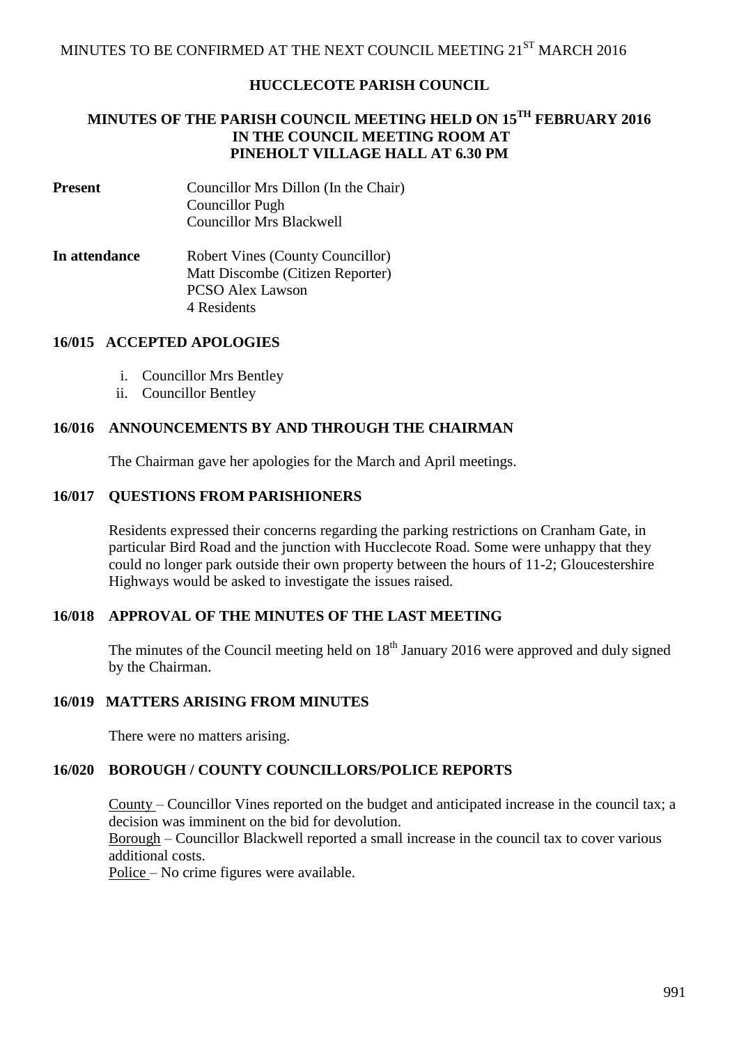MINUTES TO BE CONFIRMED AT THE NEXT COUNCIL MEETING 21ST MARCH 2016

# HUCCLECOTE PARISH COUNCIL

## MINUTES OF THE PARISH COUNCIL MEETING HELD ON 15TH FEBRUARY 2016 IN THE COUNCIL MEETING ROOM AT PINEHOLT VILLAGE HALL AT 6.30 PM

**Present**

Councillor Mrs Dillon (In the Chair)
Councillor Pugh
Councillor Mrs Blackwell

**In attendance**

Robert Vines (County Councillor)
Matt Discombe (Citizen Reporter)
PCSO Alex Lawson
4 Residents

### 16/015 ACCEPTED APOLOGIES

i. Councillor Mrs Bentley
ii. Councillor Bentley

### 16/016 ANNOUNCEMENTS BY AND THROUGH THE CHAIRMAN

The Chairman gave her apologies for the March and April meetings.

### 16/017 QUESTIONS FROM PARISHIONERS

Residents expressed their concerns regarding the parking restrictions on Cranham Gate, in particular Bird Road and the junction with Hucclecote Road. Some were unhappy that they could no longer park outside their own property between the hours of 11-2; Gloucestershire Highways would be asked to investigate the issues raised.

### 16/018 APPROVAL OF THE MINUTES OF THE LAST MEETING

The minutes of the Council meeting held on 18th January 2016 were approved and duly signed by the Chairman.

### 16/019 MATTERS ARISING FROM MINUTES

There were no matters arising.

### 16/020 BOROUGH / COUNTY COUNCILLORS/POLICE REPORTS

County – Councillor Vines reported on the budget and anticipated increase in the council tax; a decision was imminent on the bid for devolution.
Borough – Councillor Blackwell reported a small increase in the council tax to cover various additional costs.
Police – No crime figures were available.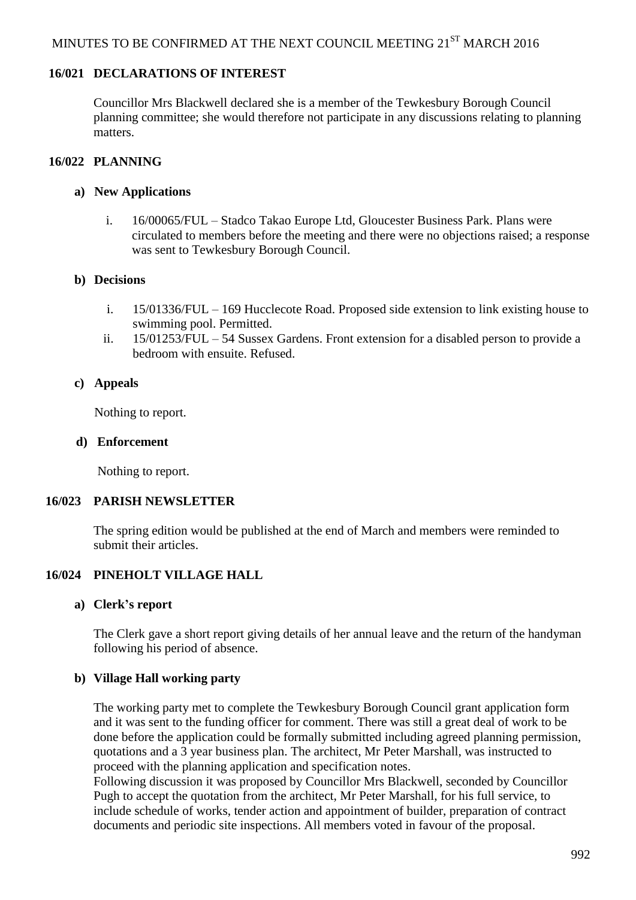MINUTES TO BE CONFIRMED AT THE NEXT COUNCIL MEETING 21ST MARCH 2016

### 16/021 DECLARATIONS OF INTEREST

Councillor Mrs Blackwell declared she is a member of the Tewkesbury Borough Council planning committee; she would therefore not participate in any discussions relating to planning matters.

### 16/022 PLANNING

**a) New Applications**

i. 16/00065/FUL – Stadco Takao Europe Ltd, Gloucester Business Park. Plans were circulated to members before the meeting and there were no objections raised; a response was sent to Tewkesbury Borough Council.

**b) Decisions**

i. 15/01336/FUL – 169 Hucclecote Road. Proposed side extension to link existing house to swimming pool. Permitted.

ii. 15/01253/FUL – 54 Sussex Gardens. Front extension for a disabled person to provide a bedroom with ensuite. Refused.

**c) Appeals**

Nothing to report.

**d) Enforcement**

Nothing to report.

### 16/023 PARISH NEWSLETTER

The spring edition would be published at the end of March and members were reminded to submit their articles.

### 16/024 PINEHOLT VILLAGE HALL

**a) Clerk's report**

The Clerk gave a short report giving details of her annual leave and the return of the handyman following his period of absence.

**b) Village Hall working party**

The working party met to complete the Tewkesbury Borough Council grant application form and it was sent to the funding officer for comment. There was still a great deal of work to be done before the application could be formally submitted including agreed planning permission, quotations and a 3 year business plan. The architect, Mr Peter Marshall, was instructed to proceed with the planning application and specification notes.

Following discussion it was proposed by Councillor Mrs Blackwell, seconded by Councillor Pugh to accept the quotation from the architect, Mr Peter Marshall, for his full service, to include schedule of works, tender action and appointment of builder, preparation of contract documents and periodic site inspections. All members voted in favour of the proposal.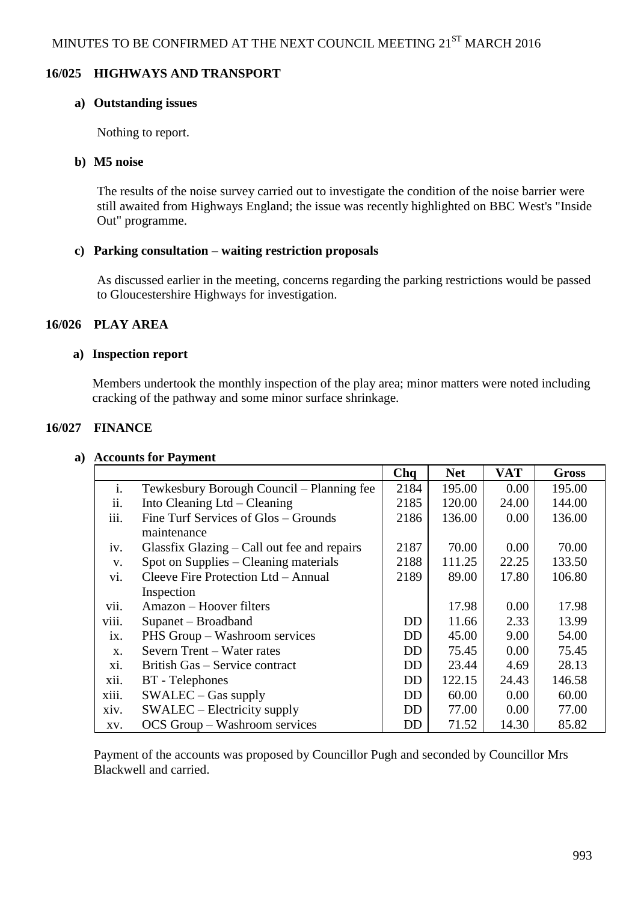## 16/025 HIGHWAYS AND TRANSPORT

### a) Outstanding issues

Nothing to report.

### b) M5 noise

The results of the noise survey carried out to investigate the condition of the noise barrier were still awaited from Highways England; the issue was recently highlighted on BBC West's "Inside Out" programme.

### c) Parking consultation – waiting restriction proposals

As discussed earlier in the meeting, concerns regarding the parking restrictions would be passed to Gloucestershire Highways for investigation.

## 16/026 PLAY AREA

### a) Inspection report

Members undertook the monthly inspection of the play area; minor matters were noted including cracking of the pathway and some minor surface shrinkage.

## 16/027 FINANCE

### a) Accounts for Payment

| | | Chq | Net | VAT | Gross |
|---|---|---|---|---|---|
| i. | Tewkesbury Borough Council – Planning fee | 2184 | 195.00 | 0.00 | 195.00 |
| ii. | Into Cleaning Ltd – Cleaning | 2185 | 120.00 | 24.00 | 144.00 |
| iii. | Fine Turf Services of Glos – Grounds maintenance | 2186 | 136.00 | 0.00 | 136.00 |
| iv. | Glassfix Glazing – Call out fee and repairs | 2187 | 70.00 | 0.00 | 70.00 |
| v. | Spot on Supplies – Cleaning materials | 2188 | 111.25 | 22.25 | 133.50 |
| vi. | Cleeve Fire Protection Ltd – Annual Inspection | 2189 | 89.00 | 17.80 | 106.80 |
| vii. | Amazon – Hoover filters | | 17.98 | 0.00 | 17.98 |
| viii. | Supanet – Broadband | DD | 11.66 | 2.33 | 13.99 |
| ix. | PHS Group – Washroom services | DD | 45.00 | 9.00 | 54.00 |
| x. | Severn Trent – Water rates | DD | 75.45 | 0.00 | 75.45 |
| xi. | British Gas – Service contract | DD | 23.44 | 4.69 | 28.13 |
| xii. | BT - Telephones | DD | 122.15 | 24.43 | 146.58 |
| xiii. | SWALEC – Gas supply | DD | 60.00 | 0.00 | 60.00 |
| xiv. | SWALEC – Electricity supply | DD | 77.00 | 0.00 | 77.00 |
| xv. | OCS Group – Washroom services | DD | 71.52 | 14.30 | 85.82 |

Payment of the accounts was proposed by Councillor Pugh and seconded by Councillor Mrs Blackwell and carried.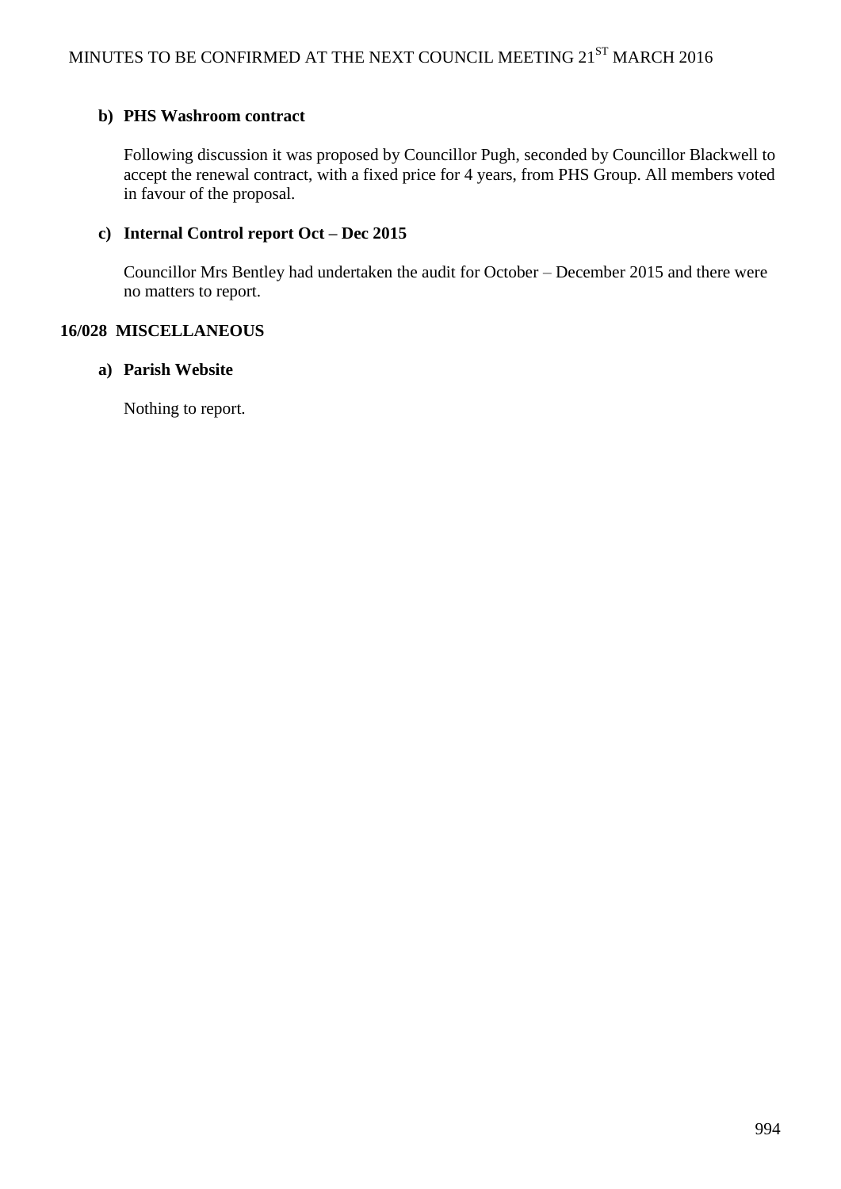**b) PHS Washroom contract**

Following discussion it was proposed by Councillor Pugh, seconded by Councillor Blackwell to accept the renewal contract, with a fixed price for 4 years, from PHS Group. All members voted in favour of the proposal.

**c) Internal Control report Oct – Dec 2015**

Councillor Mrs Bentley had undertaken the audit for October – December 2015 and there were no matters to report.

**16/028 MISCELLANEOUS**

**a) Parish Website**

Nothing to report.